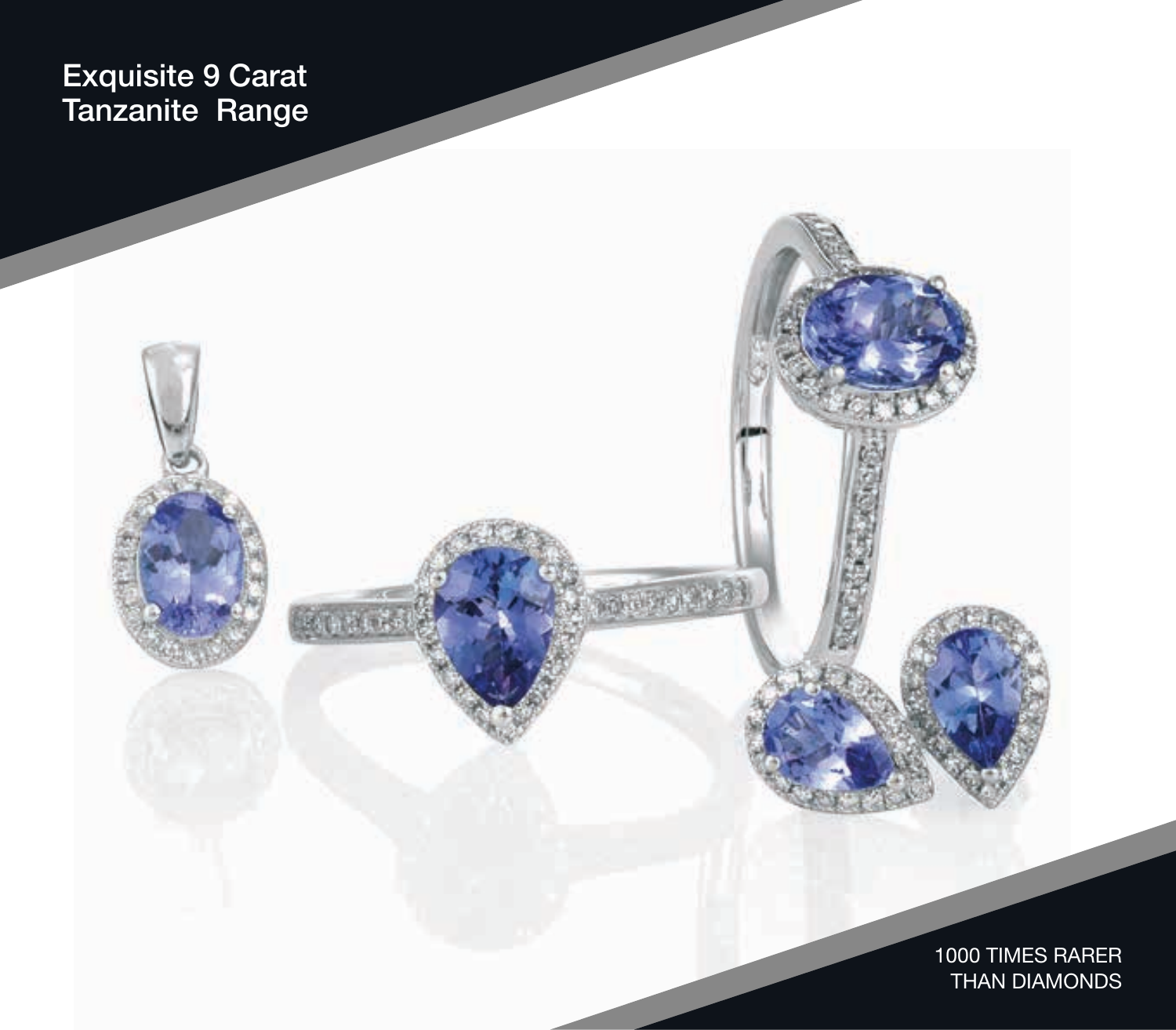# Exquisite 9 Carat Tanzanite Range

1000 TIMES RARER THAN DIAMONDS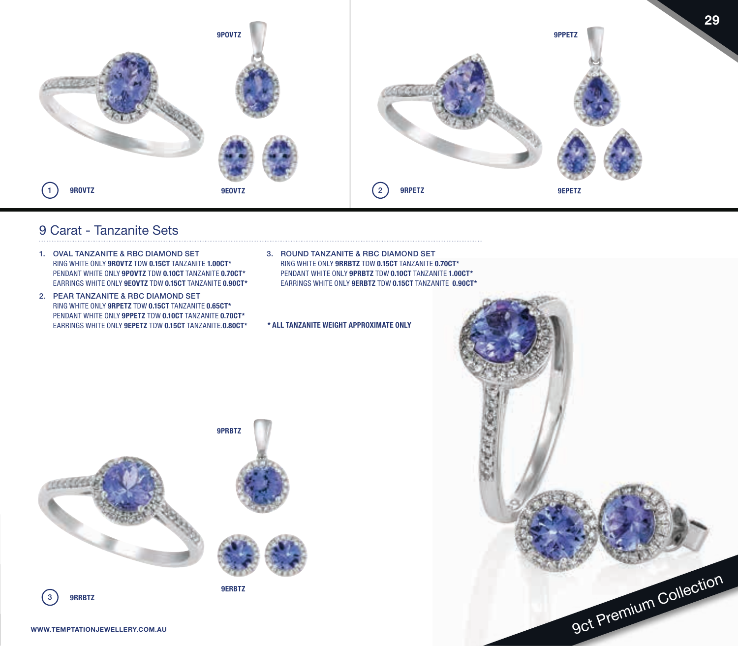9POVTZ

9PPETZ

1 9ROVTZ

9EOVTZ

2 9RPETZ

9EPETZ

## 9 Carat - Tanzanite Sets

1. OVAL TANZANITE & RBC DIAMOND SET
   RING WHITE ONLY **9ROVTZ** TDW **0.15CT** TANZANITE **1.00CT***
   PENDANT WHITE ONLY **9POVTZ** TDW **0.10CT** TANZANITE **0.70CT***
   EARRINGS WHITE ONLY **9EOVTZ** TDW **0.15CT** TANZANITE **0.90CT***
2. PEAR TANZANITE & RBC DIAMOND SET
   RING WHITE ONLY **9RPETZ** TDW **0.15CT** TANZANITE **0.65CT***
   PENDANT WHITE ONLY **9PPETZ** TDW **0.10CT** TANZANITE **0.70CT***
   EARRINGS WHITE ONLY **9EPETZ** TDW **0.15CT** TANZANITE.**0.80CT***
3. ROUND TANZANITE & RBC DIAMOND SET
   RING WHITE ONLY **9RRBTZ** TDW **0.15CT** TANZANITE **0.70CT***
   PENDANT WHITE ONLY **9PRBTZ** TDW **0.10CT** TANZANITE **1.00CT***
   EARRINGS WHITE ONLY **9ERBTZ** TDW **0.15CT** TANZANITE **0.90CT***

**\* ALL TANZANITE WEIGHT APPROXIMATE ONLY**

9PRBTZ

3 9RRBTZ

9ERBTZ

9ct Premium Collection

WWW.TEMPTATIONJEWELLERY.COM.AU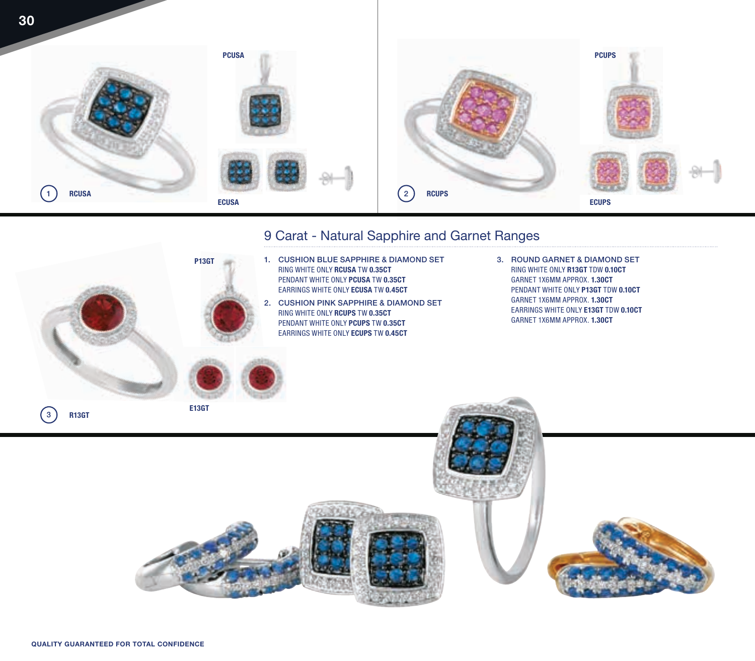PCUSA

1 RCUSA

ECUSA

PCUPS

2 RCUPS

ECUPS

P13GT

3 R13GT

E13GT

## 9 Carat - Natural Sapphire and Garnet Ranges

1. CUSHION BLUE SAPPHIRE & DIAMOND SET
   RING WHITE ONLY **RCUSA** TW **0.35CT**
   PENDANT WHITE ONLY **PCUSA** TW **0.35CT**
   EARRINGS WHITE ONLY **ECUSA** TW **0.45CT**
2. CUSHION PINK SAPPHIRE & DIAMOND SET
   RING WHITE ONLY **RCUPS** TW **0.35CT**
   PENDANT WHITE ONLY **PCUPS** TW **0.35CT**
   EARRINGS WHITE ONLY **ECUPS** TW **0.45CT**
3. ROUND GARNET & DIAMOND SET
   RING WHITE ONLY **R13GT** TDW **0.10CT**
   GARNET 1X6MM APPROX. **1.30CT**
   PENDANT WHITE ONLY **P13GT** TDW **0.10CT**
   GARNET 1X6MM APPROX. **1.30CT**
   EARRINGS WHITE ONLY **E13GT** TDW **0.10CT**
   GARNET 1X6MM APPROX. **1.30CT**

QUALITY GUARANTEED FOR TOTAL CONFIDENCE